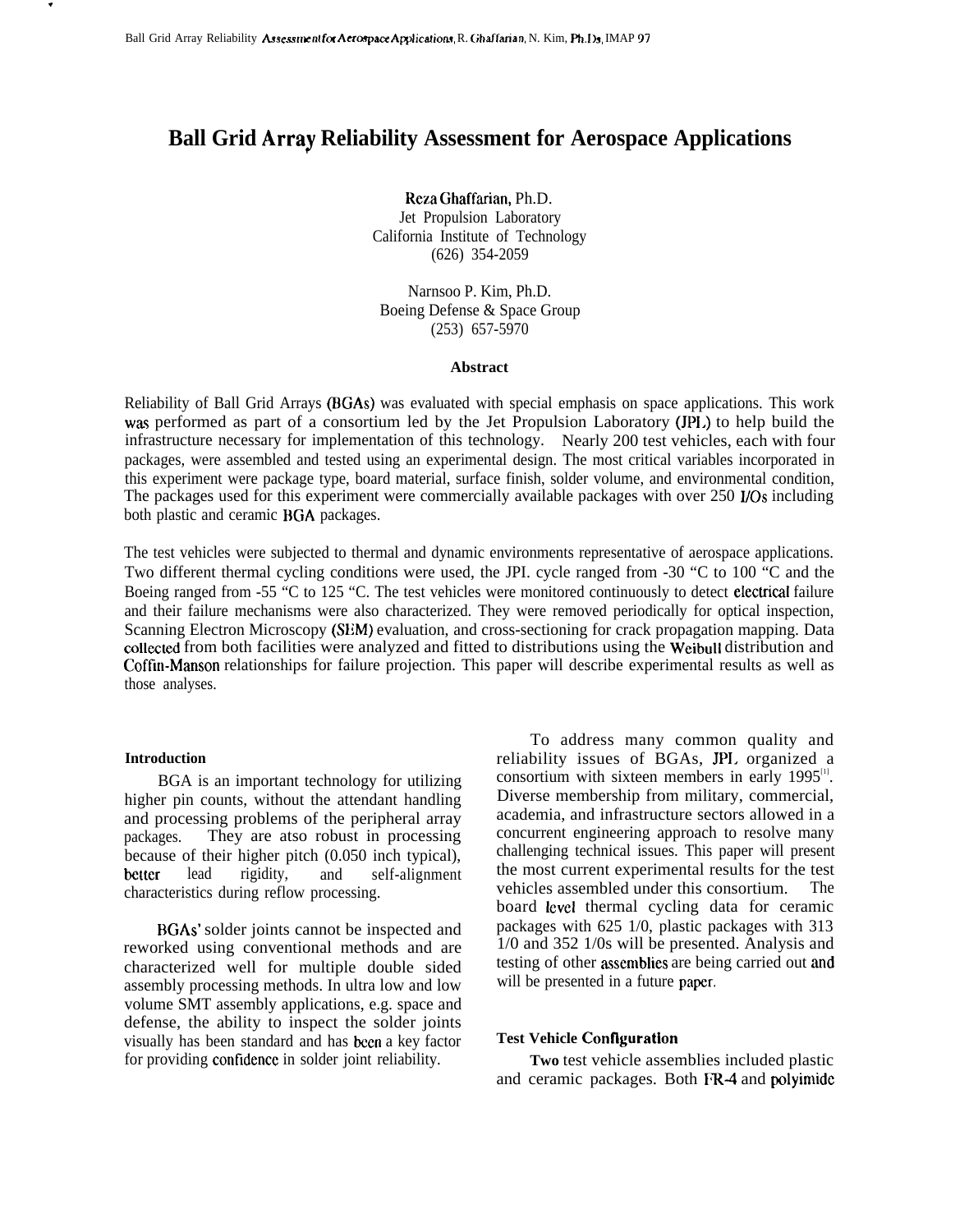# Ball Grid Array Reliability Assessment for Aerospace Applications

Reza Ghaffarian, Ph.D.
Jet Propulsion Laboratory
California Institute of Technology
(626) 354-2059

Narnsoo P. Kim, Ph.D.
Boeing Defense & Space Group
(253) 657-5970

**Abstract**

Reliability of Ball Grid Arrays (BGAs) was evaluated with special emphasis on space applications. This work was performed as part of a consortium led by the Jet Propulsion Laboratory (JPL) to help build the infrastructure necessary for implementation of this technology. Nearly 200 test vehicles, each with four packages, were assembled and tested using an experimental design. The most critical variables incorporated in this experiment were package type, board material, surface finish, solder volume, and environmental condition, The packages used for this experiment were commercially available packages with over 250 I/Os including both plastic and ceramic BGA packages.

The test vehicles were subjected to thermal and dynamic environments representative of aerospace applications. Two different thermal cycling conditions were used, the JPL cycle ranged from -30 "C to 100 "C and the Boeing ranged from -55 "C to 125 "C. The test vehicles were monitored continuously to detect electrical failure and their failure mechanisms were also characterized. They were removed periodically for optical inspection, Scanning Electron Microscopy (SEM) evaluation, and cross-sectioning for crack propagation mapping. Data collected from both facilities were analyzed and fitted to distributions using the Weibull distribution and Coffin-Manson relationships for failure projection. This paper will describe experimental results as well as those analyses.

## Introduction

BGA is an important technology for utilizing higher pin counts, without the attendant handling and processing problems of the peripheral array packages. They are atso robust in processing because of their higher pitch (0.050 inch typical), better lead rigidity, and self-alignment characteristics during reflow processing.

BGAs' solder joints cannot be inspected and reworked using conventional methods and are characterized well for multiple double sided assembly processing methods. In ultra low and low volume SMT assembly applications, e.g. space and defense, the ability to inspect the solder joints visually has been standard and has been a key factor for providing confidence in solder joint reliability.

To address many common quality and reliability issues of BGAs, JPL organized a consortium with sixteen members in early 1995[1]. Diverse membership from military, commercial, academia, and infrastructure sectors allowed in a concurrent engineering approach to resolve many challenging technical issues. This paper will present the most current experimental results for the test vehicles assembled under this consortium. The board level thermal cycling data for ceramic packages with 625 I/O, plastic packages with 313 I/O and 352 I/Os will be presented. Analysis and testing of other assemblies are being carried out and will be presented in a future paper.

## Test Vehicle Configuration

**Two** test vehicle assemblies included plastic and ceramic packages. Both FR-4 and polyimide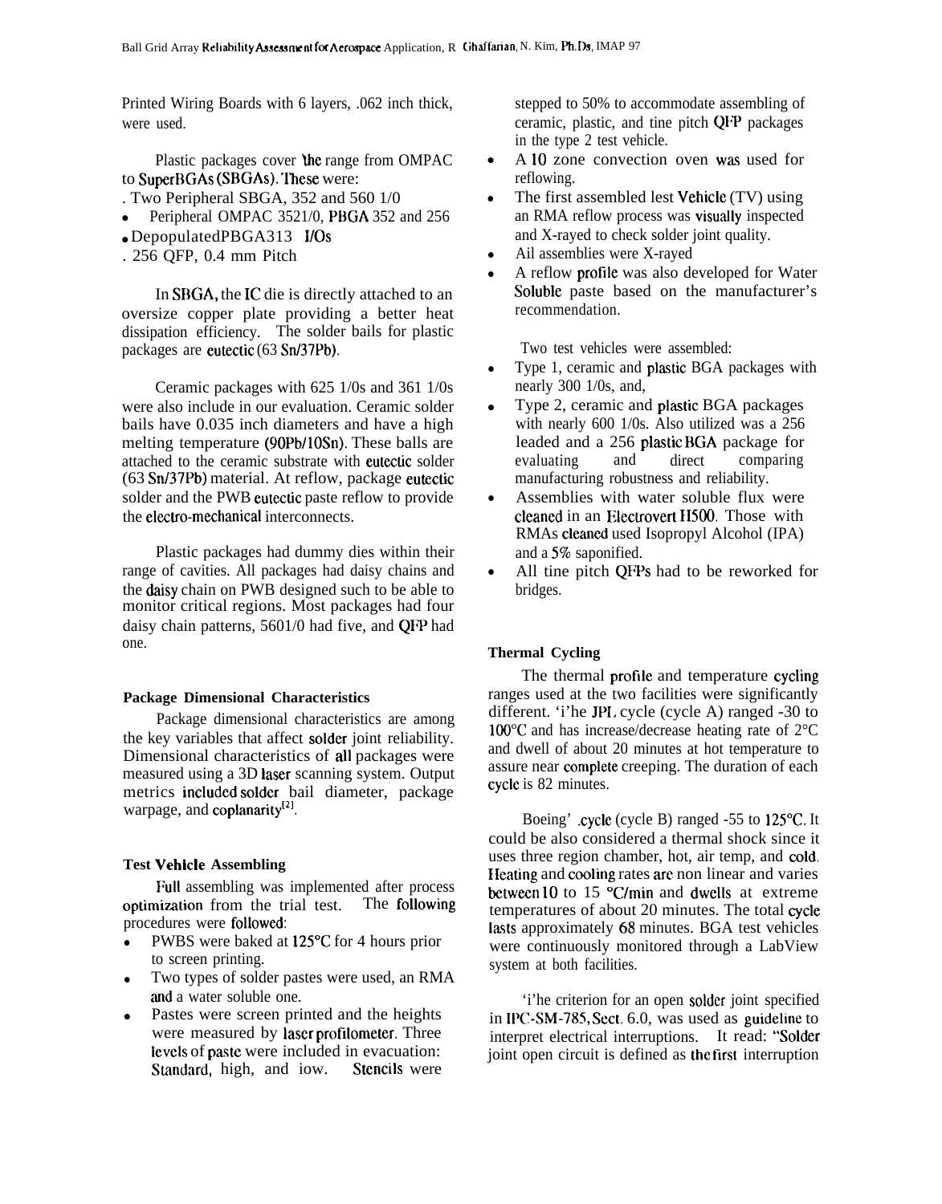Printed Wiring Boards with 6 layers, .062 inch thick, were used.

Plastic packages cover the range from OMPAC to SuperBGAs (SBGAs). These were:

- Two Peripheral SBGA, 352 and 560 1/0
- Peripheral OMPAC 3521/0, PBGA 352 and 256
- DepopulatedPBGA313 I/Os
- 256 QFP, 0.4 mm Pitch

In SBGA, the IC die is directly attached to an oversize copper plate providing a better heat dissipation efficiency. The solder bails for plastic packages are eutectic (63 Sn/37Pb).

Ceramic packages with 625 1/0s and 361 1/0s were also include in our evaluation. Ceramic solder bails have 0.035 inch diameters and have a high melting temperature (90Pb/10Sn). These balls are attached to the ceramic substrate with eutectic solder (63 Sn/37Pb) material. At reflow, package eutectic solder and the PWB eutectic paste reflow to provide the electro-mechanical interconnects.

Plastic packages had dummy dies within their range of cavities. All packages had daisy chains and the daisy chain on PWB designed such to be able to monitor critical regions. Most packages had four daisy chain patterns, 5601/0 had five, and QFP had one.

### Package Dimensional Characteristics

Package dimensional characteristics are among the key variables that affect solder joint reliability. Dimensional characteristics of all packages were measured using a 3D laser scanning system. Output metrics included solder bail diameter, package warpage, and coplanarity[2].

### Test Vehicle Assembling

Full assembling was implemented after process optimization from the trial test. The following procedures were followed:

- PWBS were baked at 125°C for 4 hours prior to screen printing.
- Two types of solder pastes were used, an RMA and a water soluble one.
- Pastes were screen printed and the heights were measured by laser profilometer. Three levels of paste were included in evacuation: Standard, high, and iow. Stencils were stepped to 50% to accommodate assembling of ceramic, plastic, and tine pitch QFP packages in the type 2 test vehicle.
- A 10 zone convection oven was used for reflowing.
- The first assembled lest Vehicle (TV) using an RMA reflow process was visually inspected and X-rayed to check solder joint quality.
- Ail assemblies were X-rayed
- A reflow profile was also developed for Water Soluble paste based on the manufacturer's recommendation.

Two test vehicles were assembled:

- Type 1, ceramic and plastic BGA packages with nearly 300 1/0s, and,
- Type 2, ceramic and plastic BGA packages with nearly 600 1/0s. Also utilized was a 256 leaded and a 256 plastic BGA package for evaluating and direct comparing manufacturing robustness and reliability.
- Assemblies with water soluble flux were cleaned in an Electrovert H500. Those with RMAs cleaned used Isopropyl Alcohol (IPA) and a 5% saponified.
- All tine pitch QFPs had to be reworked for bridges.

### Thermal Cycling

The thermal profile and temperature cycling ranges used at the two facilities were significantly different. 'i'he JPL cycle (cycle A) ranged -30 to 100°C and has increase/decrease heating rate of 2°C and dwell of about 20 minutes at hot temperature to assure near complete creeping. The duration of each cycle is 82 minutes.

Boeing' .cycle (cycle B) ranged -55 to 125°C. It could be also considered a thermal shock since it uses three region chamber, hot, air temp, and cold. Heating and cooling rates are non linear and varies between 10 to 15 °C/min and dwells at extreme temperatures of about 20 minutes. The total cycle lasts approximately 68 minutes. BGA test vehicles were continuously monitored through a LabView system at both facilities.

'i'he criterion for an open solder joint specified in IPC-SM-785, Sect. 6.0, was used as guideline to interpret electrical interruptions. It read: "Solder joint open circuit is defined as the first interruption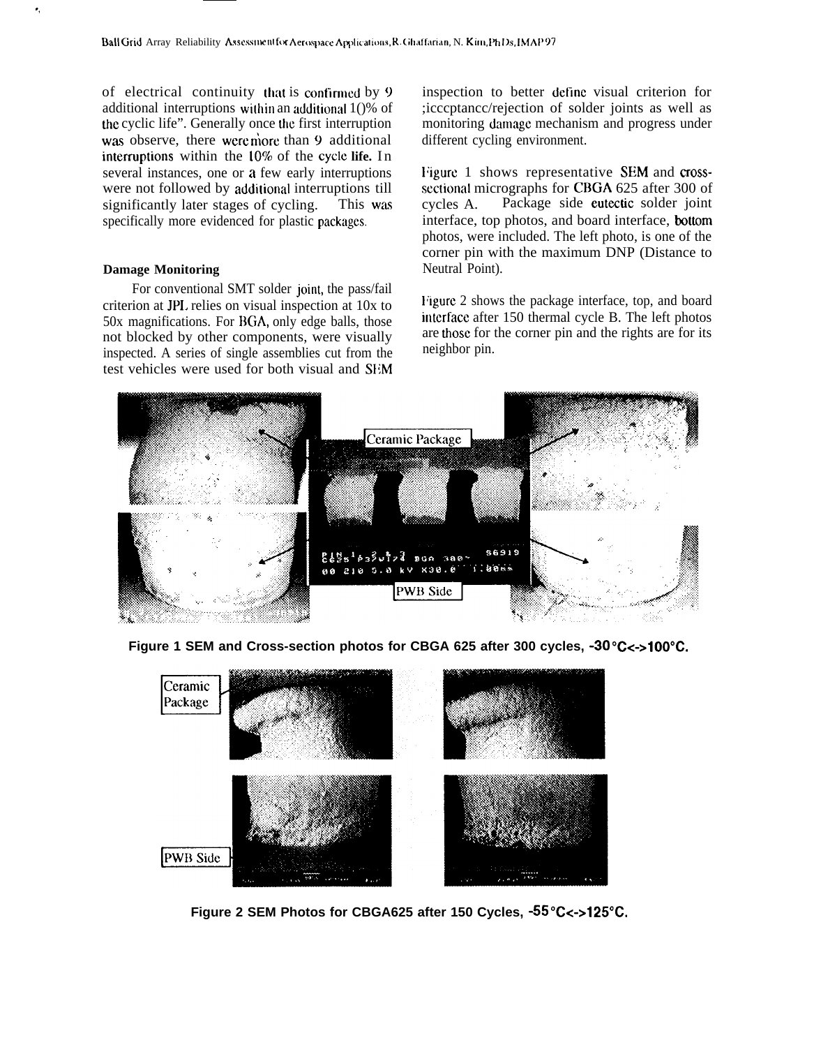of electrical continuity that is confirmed by 9 additional interruptions within an additional 10% of the cyclic life". Generally once the first interruption was observe, there were more than 9 additional interruptions within the 10% of the cycle life. In several instances, one or a few early interruptions were not followed by additional interruptions till significantly later stages of cycling. This was specifically more evidenced for plastic packages.

**Damage Monitoring**

For conventional SMT solder joint, the pass/fail criterion at JPL relies on visual inspection at 10x to 50x magnifications. For BGA, only edge balls, those not blocked by other components, were visually inspected. A series of single assemblies cut from the test vehicles were used for both visual and SEM inspection to better define visual criterion for ;icccptancc/rejection of solder joints as well as monitoring damage mechanism and progress under different cycling environment.

Figure 1 shows representative SEM and cross-sectional micrographs for CBGA 625 after 300 of cycles A. Package side eutectic solder joint interface, top photos, and board interface, bottom photos, were included. The left photo, is one of the corner pin with the maximum DNP (Distance to Neutral Point).

Figure 2 shows the package interface, top, and board interface after 150 thermal cycle B. The left photos are those for the corner pin and the rights are for its neighbor pin.

**Figure 1 SEM and Cross-section photos for CBGA 625 after 300 cycles, -30°C<->100°C.**

**Figure 2 SEM Photos for CBGA625 after 150 Cycles, -55°C<->125°C.**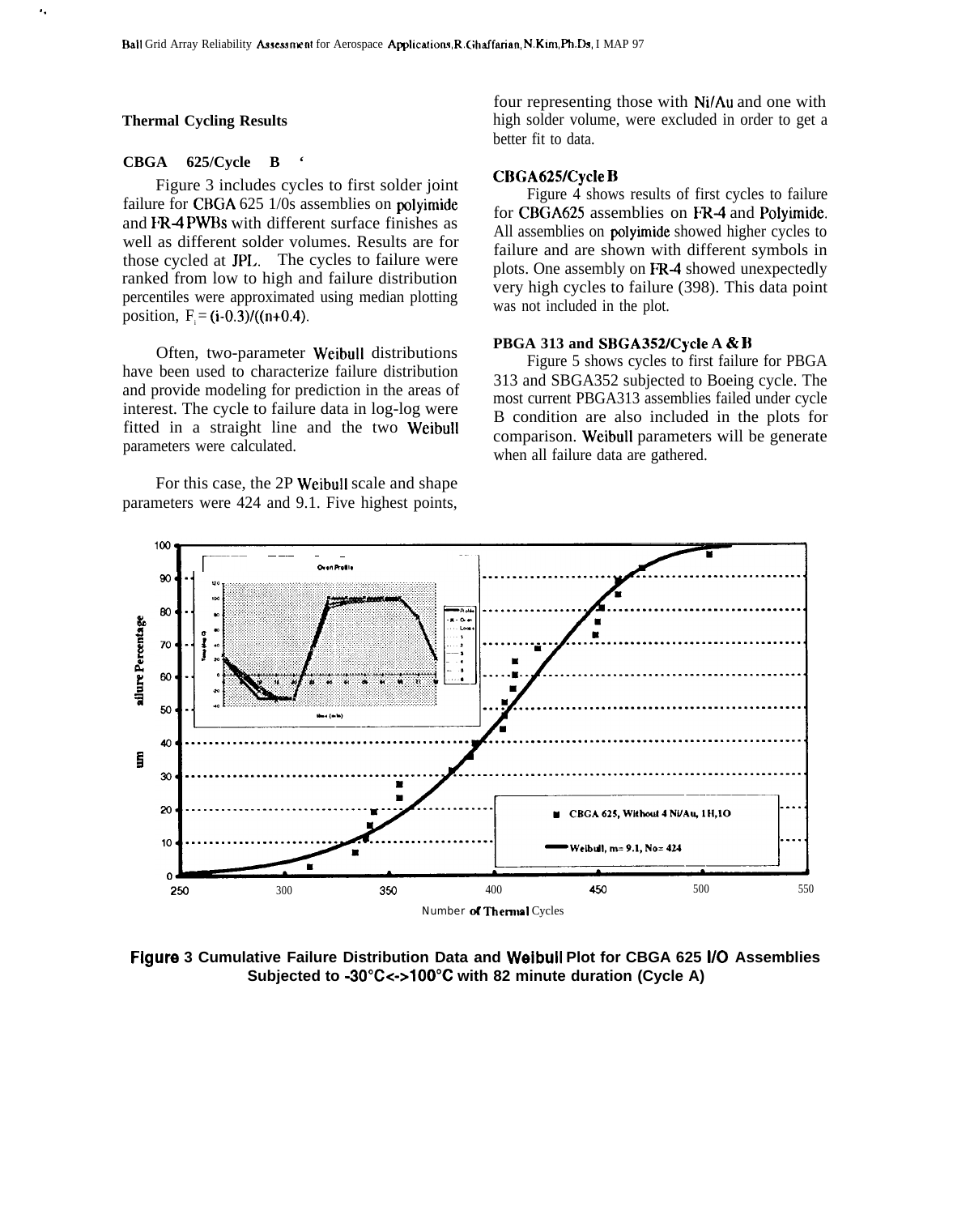### Thermal Cycling Results

#### CBGA 625/Cycle B '

Figure 3 includes cycles to first solder joint failure for CBGA 625 1/0s assemblies on polyimide and FR-4 PWBs with different surface finishes as well as different solder volumes. Results are for those cycled at JPL. The cycles to failure were ranked from low to high and failure distribution percentiles were approximated using median plotting position, $F_i = (i-0.3)/((n+0.4)$.

Often, two-parameter Weibull distributions have been used to characterize failure distribution and provide modeling for prediction in the areas of interest. The cycle to failure data in log-log were fitted in a straight line and the two Weibull parameters were calculated.

For this case, the 2P Weibull scale and shape parameters were 424 and 9.1. Five highest points, four representing those with Ni/Au and one with high solder volume, were excluded in order to get a better fit to data.

#### CBGA625/Cycle B

Figure 4 shows results of first cycles to failure for CBGA625 assemblies on FR-4 and Polyimide. All assemblies on polyimide showed higher cycles to failure and are shown with different symbols in plots. One assembly on FR-4 showed unexpectedly very high cycles to failure (398). This data point was not included in the plot.

#### PBGA 313 and SBGA352/Cycle A & B

Figure 5 shows cycles to first failure for PBGA 313 and SBGA352 subjected to Boeing cycle. The most current PBGA313 assemblies failed under cycle B condition are also included in the plots for comparison. Weibull parameters will be generate when all failure data are gathered.

**Figure 3 Cumulative Failure Distribution Data and Weibull Plot for CBGA 625 I/O Assemblies Subjected to -30°C<->100°C with 82 minute duration (Cycle A)**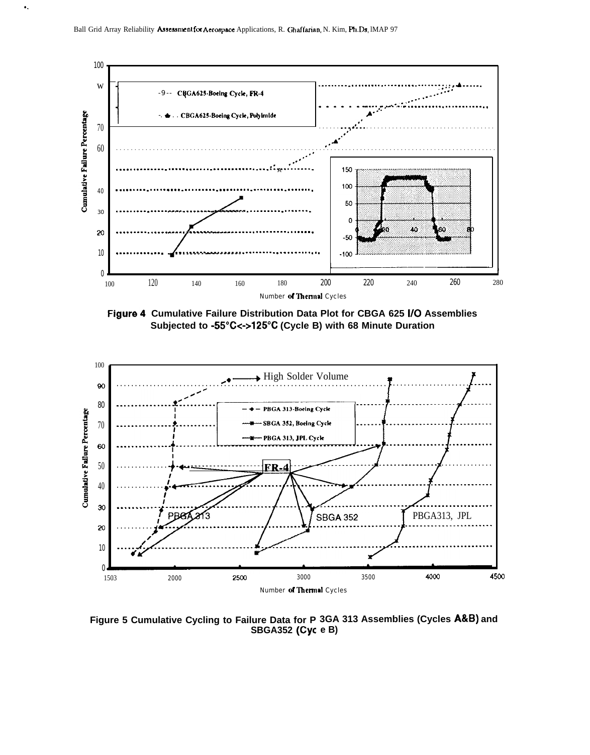**Figure 4 Cumulative Failure Distribution Data Plot for CBGA 625 I/O Assemblies Subjected to -55°C<->125°C (Cycle B) with 68 Minute Duration**

**Figure 5 Cumulative Cycling to Failure Data for PBGA 313 Assemblies (Cycles A&B) and SBGA352 (Cycle B)**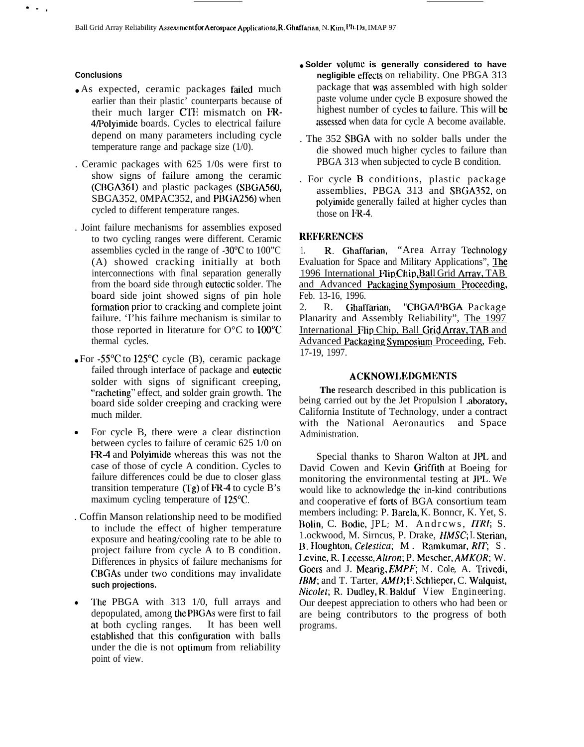### Conclusions

- As expected, ceramic packages failed much earlier than their plastic' counterparts because of their much larger CTE mismatch on FR-4/Polyimide boards. Cycles to electrical failure depend on many parameters including cycle temperature range and package size (1/0).
- Ceramic packages with 625 1/0s were first to show signs of failure among the ceramic (CBGA361) and plastic packages (SBGA560, SBGA352, 0MPAC352, and PBGA256) when cycled to different temperature ranges.
- Joint failure mechanisms for assemblies exposed to two cycling ranges were different. Ceramic assemblies cycled in the range of -30°C to 100"C (A) showed cracking initially at both interconnections with final separation generally from the board side through eutectic solder. The board side joint showed signs of pin hole formation prior to cracking and complete joint failure. 'I'his failure mechanism is similar to those reported in literature for O°C to 100°C thermal cycles.
- For -55°C to 125°C cycle (B), ceramic package failed through interface of package and eutectic solder with signs of significant creeping, "racheting" effect, and solder grain growth. The board side solder creeping and cracking were much milder.
- For cycle B, there were a clear distinction between cycles to failure of ceramic 625 1/0 on FR-4 and Polyimide whereas this was not the case of those of cycle A condition. Cycles to failure differences could be due to closer glass transition temperature (Tg) of FR-4 to cycle B's maximum cycling temperature of 125°C.
- Coffin Manson relationship need to be modified to include the effect of higher temperature exposure and heating/cooling rate to be able to project failure from cycle A to B condition. Differences in physics of failure mechanisms for CBGAs under two conditions may invalidate such projections.
- The PBGA with 313 1/0, full arrays and depopulated, among the PBGAs were first to fail at both cycling ranges. It has been well established that this configuration with balls under the die is not optimum from reliability point of view.
- Solder volume is generally considered to have negligible effects on reliability. One PBGA 313 package that was assembled with high solder paste volume under cycle B exposure showed the highest number of cycles to failure. This will be assessed when data for cycle A become available.
- The 352 SBGA with no solder balls under the die showed much higher cycles to failure than PBGA 313 when subjected to cycle B condition.
- For cycle B conditions, plastic package assemblies, PBGA 313 and SBGA352, on polyimide generally failed at higher cycles than those on FR-4.

## REFERENCES

1. R. Ghaffarian, "Area Array Technology Evaluation for Space and Military Applications", The 1996 International Flip Chip, Ball Grid Array, TAB and Advanced Packaging Symposium Proceeding, Feb. 13-16, 1996.
2. R. Ghaffarian, "CBGA/PBGA Package Planarity and Assembly Reliability", The 1997 International Flip Chip, Ball Grid Array, TAB and Advanced Packaging Symposium Proceeding, Feb. 17-19, 1997.

## ACKNOWLEDGMENTS

The research described in this publication is being carried out by the Jet Propulsion Laboratory, California Institute of Technology, under a contract with the National Aeronautics and Space Administration.

Special thanks to Sharon Walton at JPL and David Cowen and Kevin Griffith at Boeing for monitoring the environmental testing at JPL. We would like to acknowledge the in-kind contributions and cooperative efforts of BGA consortium team members including: P. Barela, K. Bonner, K. Yet, S. Bolin, C. Bodie, JPL; M. Andrews, *ITRI*; S. Lockwood, M. Sirncus, P. Drake, *HMSC*; I. Sterian, B. Houghton, *Celestica*; M. Ramkumar, *RIT*; S. Levine, R. Lecesse, *Altron*; P. Mescher, *AMKOR*; W. Goers and J. Mearig, *EMPF*; M. Cole, A. Trivedi, *IBM*; and T. Tarter, *AMD*; F. Schlieper, C. Walquist, *Nicolet*; R. Dudley, R. Balduf View Engineering. Our deepest appreciation to others who had been or are being contributors to the progress of both programs.